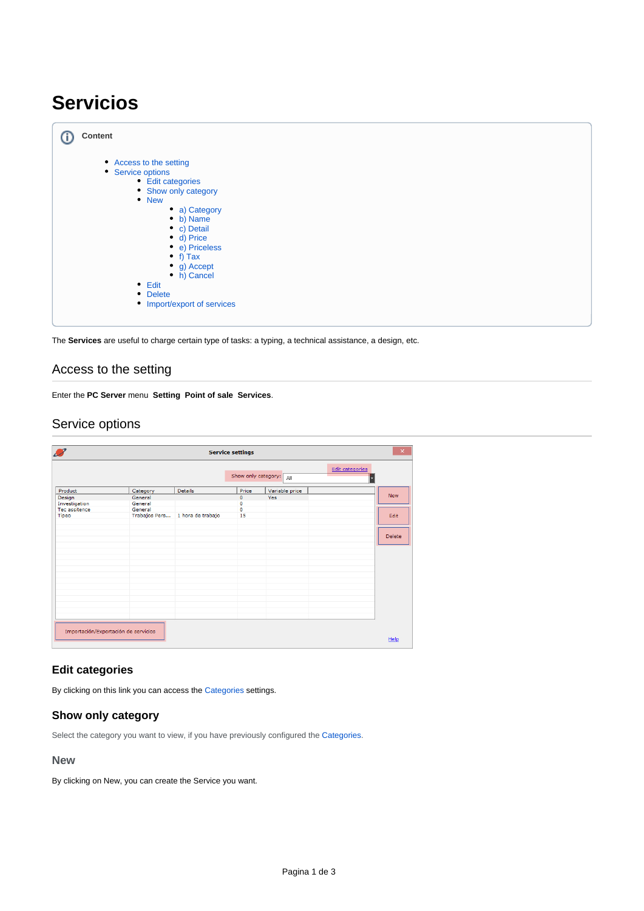# Servicios

**Content**

- Access to the setting
- Service options
  - Edit categories
  - Show only category
  - New
    - a) Category
    - b) Name
    - c) Detail
    - d) Price
    - e) Priceless
    - f) Tax
    - g) Accept
    - h) Cancel
  - Edit
  - Delete
  - Import/export of services

The **Services** are useful to charge certain type of tasks: a typing, a technical assistance, a design, etc.

## Access to the setting

Enter the **PC Server** menu **Setting** **Point of sale** **Services**.

## Service options

### Edit categories

By clicking on this link you can access the Categories settings.

### Show only category

Select the category you want to view, if you have previously configured the Categories.

### New

By clicking on New, you can create the Service you want.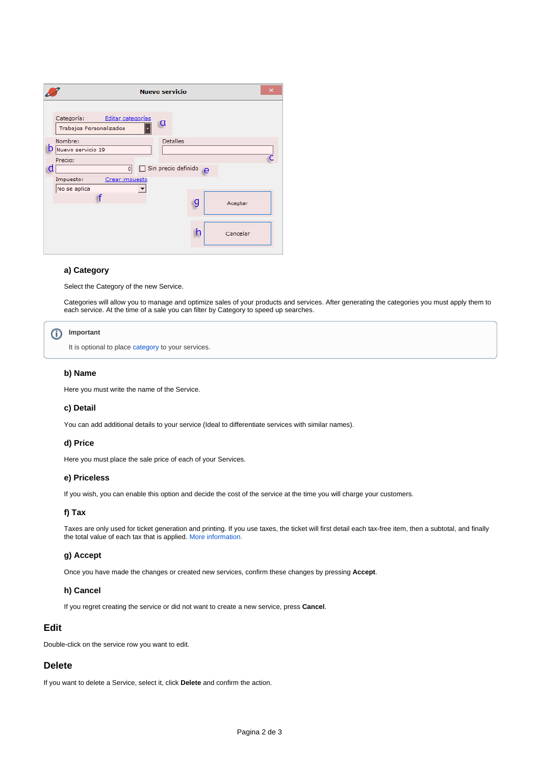### a) Category

Select the Category of the new Service.

Categories will allow you to manage and optimize sales of your products and services. After generating the categories you must apply them to each service. At the time of a sale you can filter by Category to speed up searches.

> **Important**
>
> It is optional to place category to your services.

### b) Name

Here you must write the name of the Service.

### c) Detail

You can add additional details to your service (Ideal to differentiate services with similar names).

### d) Price

Here you must place the sale price of each of your Services.

### e) Priceless

If you wish, you can enable this option and decide the cost of the service at the time you will charge your customers.

### f) Tax

Taxes are only used for ticket generation and printing. If you use taxes, the ticket will first detail each tax-free item, then a subtotal, and finally the total value of each tax that is applied. More information.

### g) Accept

Once you have made the changes or created new services, confirm these changes by pressing **Accept**.

### h) Cancel

If you regret creating the service or did not want to create a new service, press **Cancel**.

## Edit

Double-click on the service row you want to edit.

## Delete

If you want to delete a Service, select it, click **Delete** and confirm the action.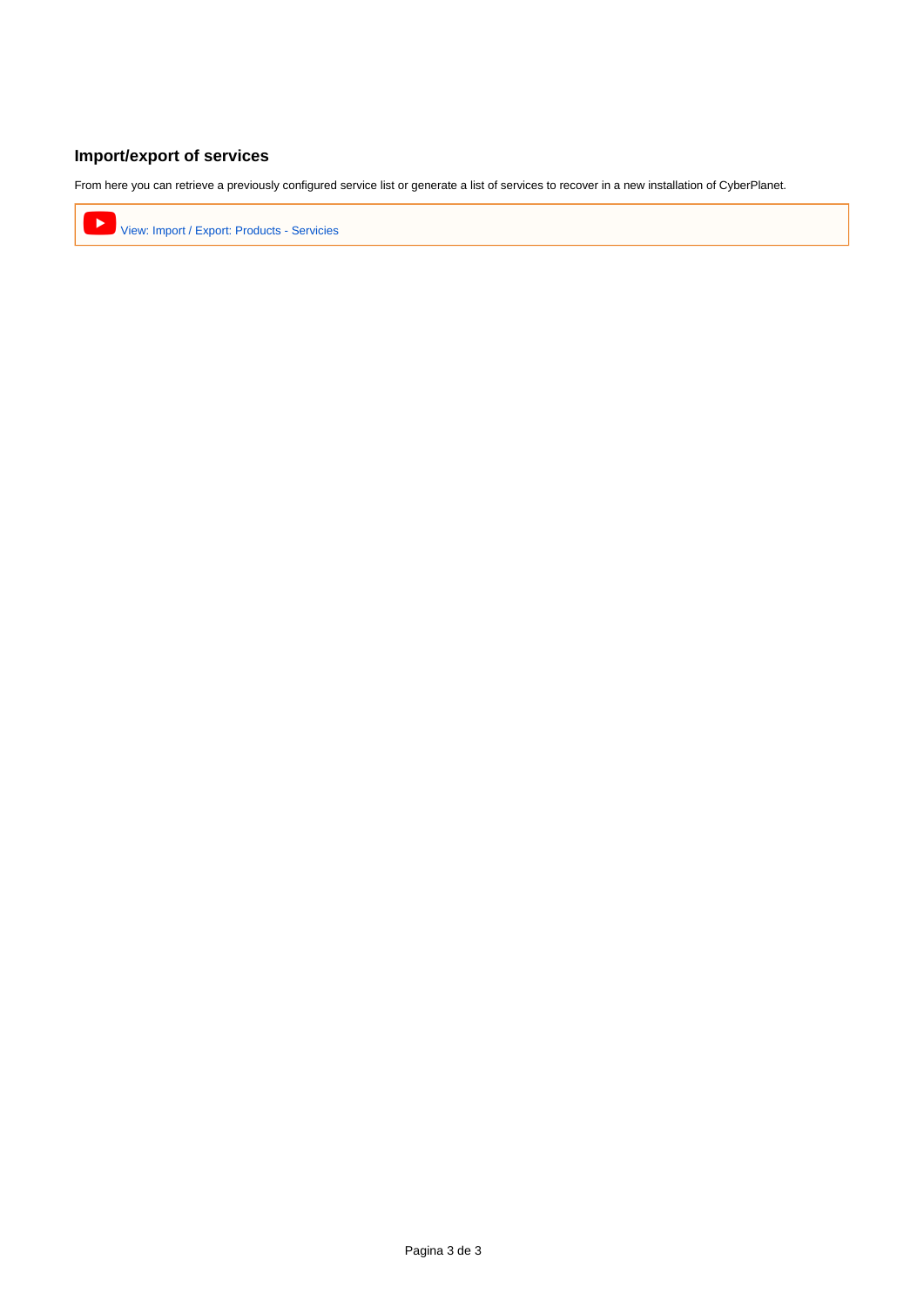### Import/export of services

From here you can retrieve a previously configured service list or generate a list of services to recover in a new installation of CyberPlanet.

> View: Import / Export: Products - Servicies